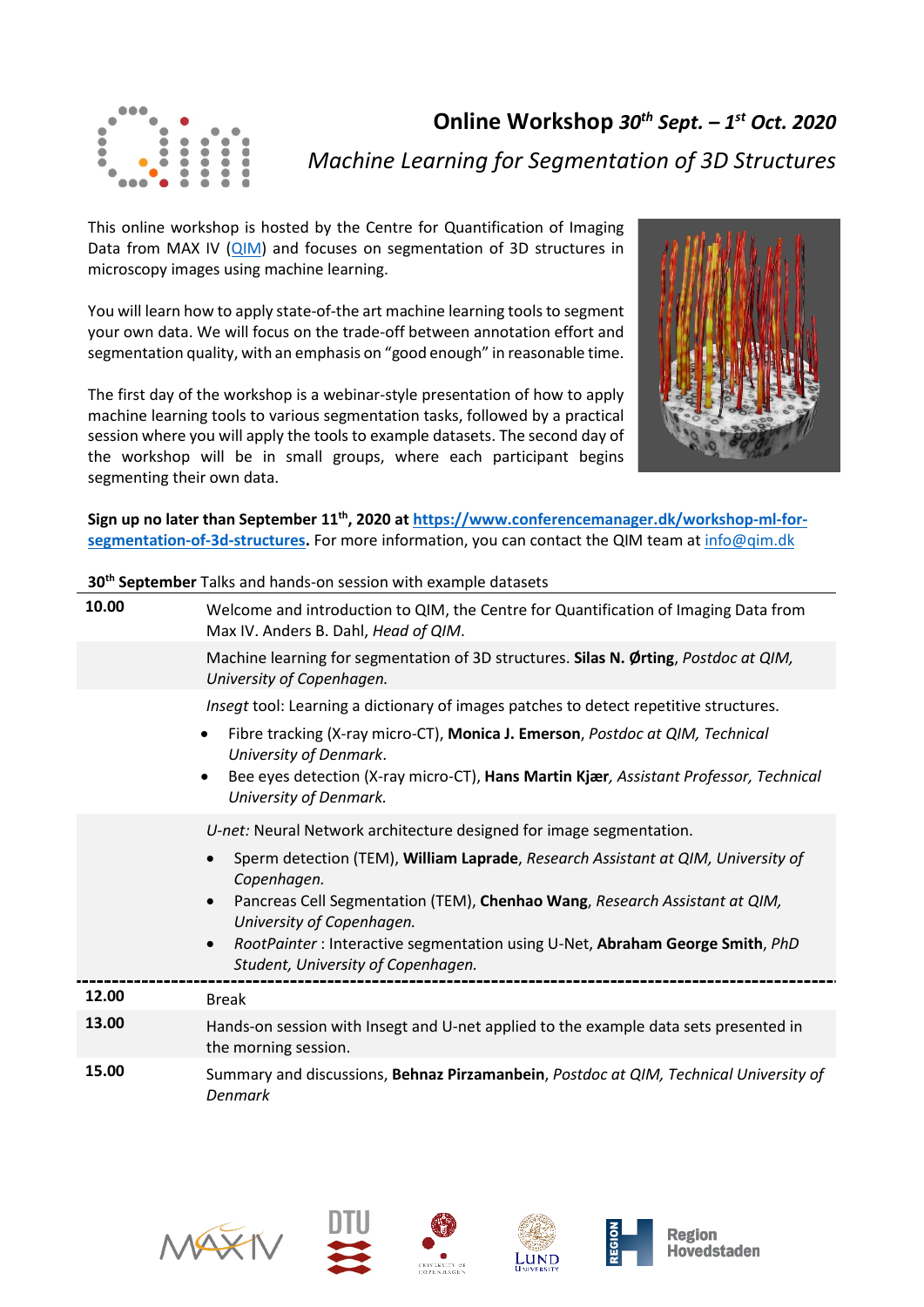# Online Workshop *30th Sept. – 1st Oct. 2020*

## *Machine Learning for Segmentation of 3D Structures*

This online workshop is hosted by the Centre for Quantification of Imaging Data from MAX IV (QIM) and focuses on segmentation of 3D structures in microscopy images using machine learning.

You will learn how to apply state-of-the art machine learning tools to segment your own data. We will focus on the trade-off between annotation effort and segmentation quality, with an emphasis on "good enough" in reasonable time.

The first day of the workshop is a webinar-style presentation of how to apply machine learning tools to various segmentation tasks, followed by a practical session where you will apply the tools to example datasets. The second day of the workshop will be in small groups, where each participant begins segmenting their own data.

**Sign up no later than September 11th, 2020 at https://www.conferencemanager.dk/workshop-ml-for-segmentation-of-3d-structures.** For more information, you can contact the QIM team at info@qim.dk

**30th September** Talks and hands-on session with example datasets

| | |
|---|---|
| **10.00** | Welcome and introduction to QIM, the Centre for Quantification of Imaging Data from Max IV. Anders B. Dahl, *Head of QIM*. |
| | Machine learning for segmentation of 3D structures. **Silas N. Ørting**, *Postdoc at QIM, University of Copenhagen.* |
| | *Insegt* tool: Learning a dictionary of images patches to detect repetitive structures.<br>• Fibre tracking (X-ray micro-CT), **Monica J. Emerson**, *Postdoc at QIM, Technical University of Denmark*.<br>• Bee eyes detection (X-ray micro-CT), **Hans Martin Kjær**, *Assistant Professor, Technical University of Denmark.* |
| | *U-net:* Neural Network architecture designed for image segmentation.<br>• Sperm detection (TEM), **William Laprade**, *Research Assistant at QIM, University of Copenhagen.*<br>• Pancreas Cell Segmentation (TEM), **Chenhao Wang**, *Research Assistant at QIM, University of Copenhagen.*<br>• *RootPainter* : Interactive segmentation using U-Net, **Abraham George Smith**, *PhD Student, University of Copenhagen.* |
| **12.00** | Break |
| **13.00** | Hands-on session with Insegt and U-net applied to the example data sets presented in the morning session. |
| **15.00** | Summary and discussions, **Behnaz Pirzamanbein**, *Postdoc at QIM, Technical University of Denmark* |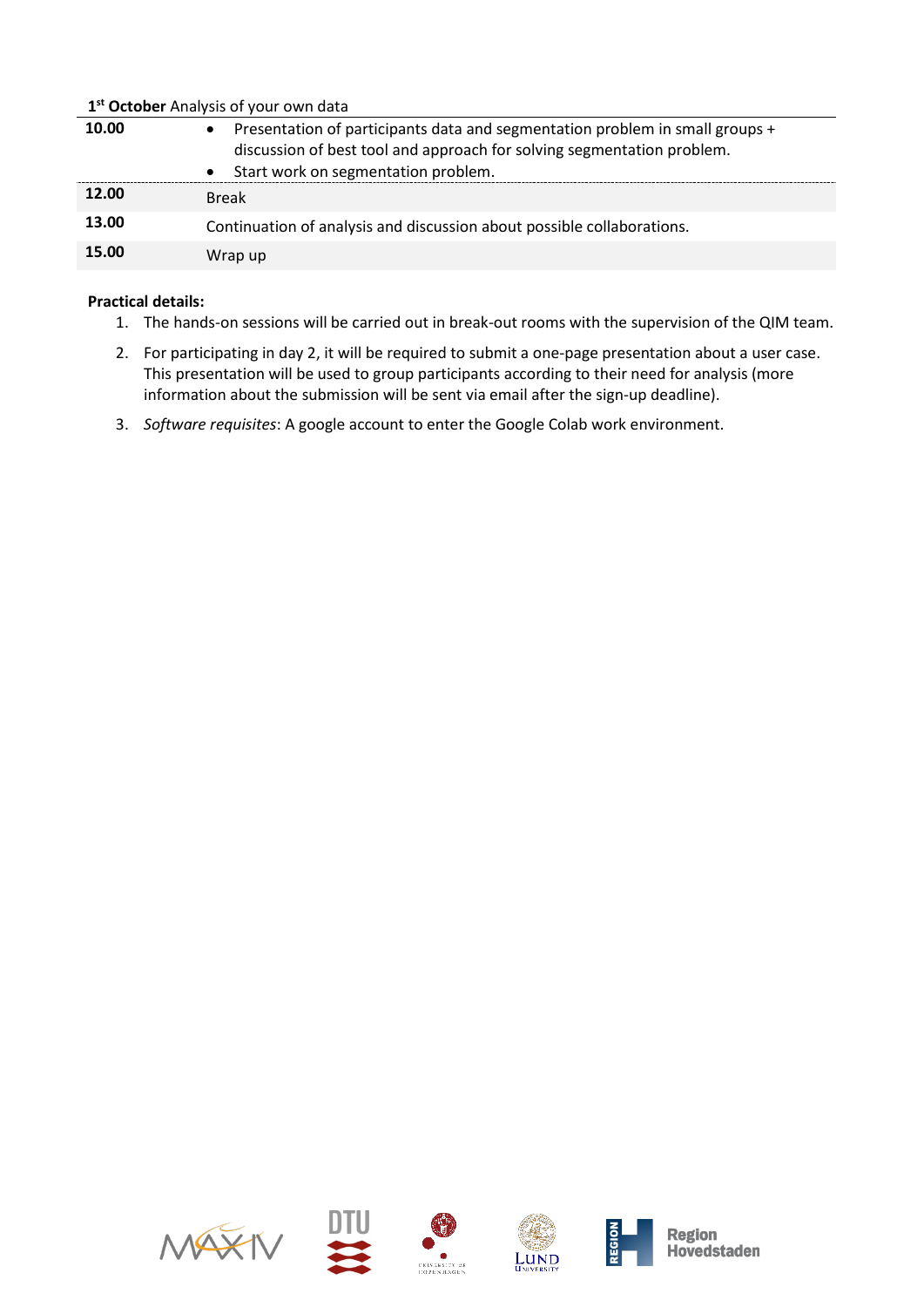**1st October** Analysis of your own data

| | |
|---|---|
| **10.00** | • Presentation of participants data and segmentation problem in small groups + discussion of best tool and approach for solving segmentation problem.<br>• Start work on segmentation problem. |
| **12.00** | Break |
| **13.00** | Continuation of analysis and discussion about possible collaborations. |
| **15.00** | Wrap up |

**Practical details:**

1. The hands-on sessions will be carried out in break-out rooms with the supervision of the QIM team.
2. For participating in day 2, it will be required to submit a one-page presentation about a user case. This presentation will be used to group participants according to their need for analysis (more information about the submission will be sent via email after the sign-up deadline).
3. *Software requisites*: A google account to enter the Google Colab work environment.